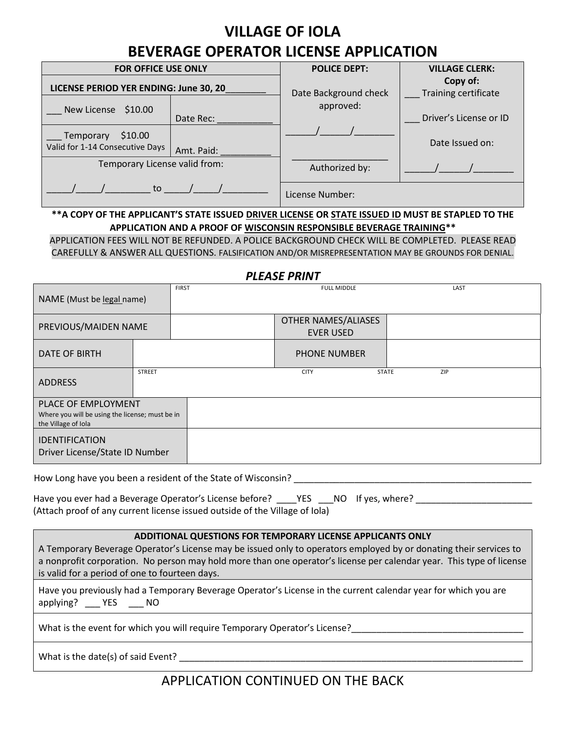# VILLAGE OF IOLA
# BEVERAGE OPERATOR LICENSE APPLICATION

| FOR OFFICE USE ONLY | | POLICE DEPT: | VILLAGE CLERK: |
|---|---|---|---|
| LICENSE PERIOD YER ENDING: June 30, 20________ | | Date Background check approved: | Copy of: ___ Training certificate |
| ___ New License $10.00 | Date Rec: ___________ | | ___ Driver's License or ID |
| ___ Temporary $10.00 Valid for 1-14 Consecutive Days | Amt. Paid: __________ | ______/______/________ | Date Issued on: |
| Temporary License valid from: | | ___________________ Authorized by: | ______/______/________ |
| _____/_____/_________ to _____/_____/_________ | | License Number: | |

**\*\*A COPY OF THE APPLICANT'S STATE ISSUED DRIVER LICENSE OR STATE ISSUED ID MUST BE STAPLED TO THE APPLICATION AND A PROOF OF WISCONSIN RESPONSIBLE BEVERAGE TRAINING\*\***

APPLICATION FEES WILL NOT BE REFUNDED. A POLICE BACKGROUND CHECK WILL BE COMPLETED. PLEASE READ CAREFULLY & ANSWER ALL QUESTIONS. FALSIFICATION AND/OR MISREPRESENTATION MAY BE GROUNDS FOR DENIAL.

***PLEASE PRINT***

| | | | |
|---|---|---|---|
| NAME (Must be legal name) | FIRST | FULL MIDDLE | LAST |
| PREVIOUS/MAIDEN NAME | | OTHER NAMES/ALIASES EVER USED | |
| DATE OF BIRTH | | PHONE NUMBER | |
| ADDRESS | STREET | CITY | STATE ZIP |
| PLACE OF EMPLOYMENT Where you will be using the license; must be in the Village of Iola | | | |
| IDENTIFICATION Driver License/State ID Number | | | |

How Long have you been a resident of the State of Wisconsin? ________________________________________________

Have you ever had a Beverage Operator's License before? ____YES ___NO If yes, where? _______________________
(Attach proof of any current license issued outside of the Village of Iola)

| **ADDITIONAL QUESTIONS FOR TEMPORARY LICENSE APPLICANTS ONLY** |
|---|
| A Temporary Beverage Operator's License may be issued only to operators employed by or donating their services to a nonprofit corporation. No person may hold more than one operator's license per calendar year. This type of license is valid for a period of one to fourteen days. |
| Have you previously had a Temporary Beverage Operator's License in the current calendar year for which you are applying? ___ YES ___ NO |
| What is the event for which you will require Temporary Operator's License?___________________________________ |
| What is the date(s) of said Event? _________________________________________________________________________ |

APPLICATION CONTINUED ON THE BACK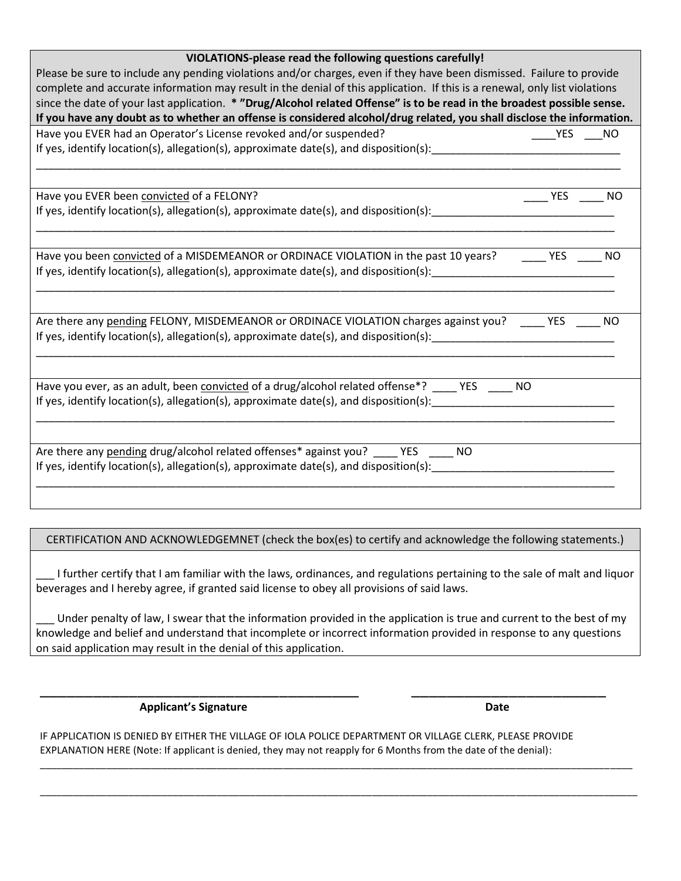**VIOLATIONS-please read the following questions carefully!**

Please be sure to include any pending violations and/or charges, even if they have been dismissed. Failure to provide complete and accurate information may result in the denial of this application. If this is a renewal, only list violations since the date of your last application. **\* "Drug/Alcohol related Offense" is to be read in the broadest possible sense. If you have any doubt as to whether an offense is considered alcohol/drug related, you shall disclose the information.**

Have you EVER had an Operator's License revoked and/or suspended? ____YES ___NO

If yes, identify location(s), allegation(s), approximate date(s), and disposition(s):_______________________________

_____________________________________________________________________________________________________

Have you EVER been <u>convicted</u> of a FELONY? ____ YES ____ NO

If yes, identify location(s), allegation(s), approximate date(s), and disposition(s):_______________________________

_____________________________________________________________________________________________________

Have you been <u>convicted</u> of a MISDEMEANOR or ORDINACE VIOLATION in the past 10 years? ____ YES ____ NO

If yes, identify location(s), allegation(s), approximate date(s), and disposition(s):_______________________________

_____________________________________________________________________________________________________

Are there any <u>pending</u> FELONY, MISDEMEANOR or ORDINACE VIOLATION charges against you? ____ YES ____ NO

If yes, identify location(s), allegation(s), approximate date(s), and disposition(s):_______________________________

_____________________________________________________________________________________________________

Have you ever, as an adult, been <u>convicted</u> of a drug/alcohol related offense*? ____ YES ____ NO

If yes, identify location(s), allegation(s), approximate date(s), and disposition(s):_______________________________

_____________________________________________________________________________________________________

Are there any <u>pending</u> drug/alcohol related offenses* against you? ____ YES ____ NO

If yes, identify location(s), allegation(s), approximate date(s), and disposition(s):_______________________________

_____________________________________________________________________________________________________

CERTIFICATION AND ACKNOWLEDGEMNET (check the box(es) to certify and acknowledge the following statements.)

___ I further certify that I am familiar with the laws, ordinances, and regulations pertaining to the sale of malt and liquor beverages and I hereby agree, if granted said license to obey all provisions of said laws.

___ Under penalty of law, I swear that the information provided in the application is true and current to the best of my knowledge and belief and understand that incomplete or incorrect information provided in response to any questions on said application may result in the denial of this application.

______________________________________________ ______________________________

**Applicant's Signature** **Date**

IF APPLICATION IS DENIED BY EITHER THE VILLAGE OF IOLA POLICE DEPARTMENT OR VILLAGE CLERK, PLEASE PROVIDE EXPLANATION HERE (Note: If applicant is denied, they may not reapply for 6 Months from the date of the denial):

_____________________________________________________________________________________________________

_____________________________________________________________________________________________________